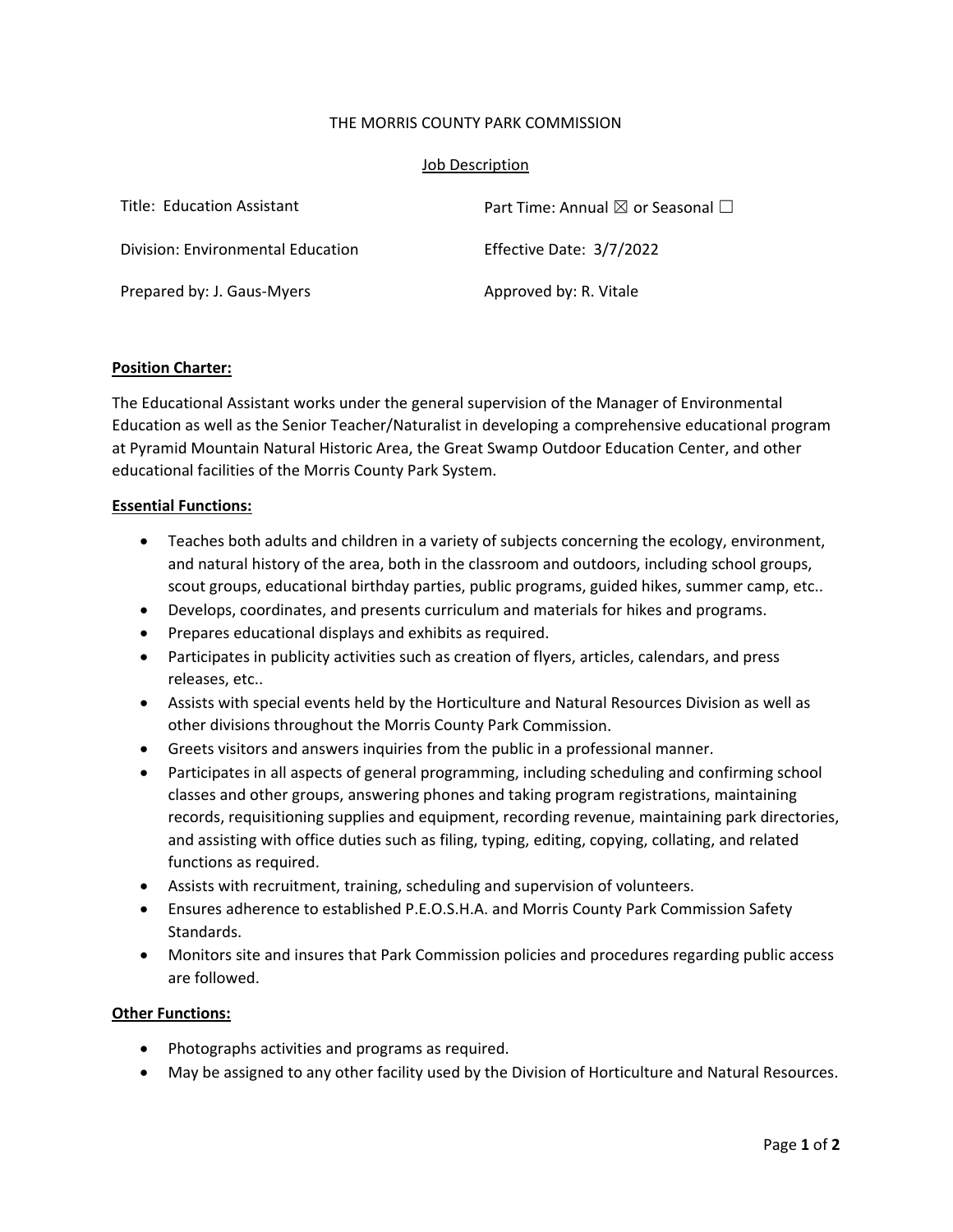THE MORRIS COUNTY PARK COMMISSION

Job Description

| | |
|---|---|
| Title: Education Assistant | Part Time: Annual ☒ or Seasonal ☐ |
| Division: Environmental Education | Effective Date: 3/7/2022 |
| Prepared by: J. Gaus-Myers | Approved by: R. Vitale |

**Position Charter:**

The Educational Assistant works under the general supervision of the Manager of Environmental Education as well as the Senior Teacher/Naturalist in developing a comprehensive educational program at Pyramid Mountain Natural Historic Area, the Great Swamp Outdoor Education Center, and other educational facilities of the Morris County Park System.

**Essential Functions:**

- Teaches both adults and children in a variety of subjects concerning the ecology, environment, and natural history of the area, both in the classroom and outdoors, including school groups, scout groups, educational birthday parties, public programs, guided hikes, summer camp, etc..
- Develops, coordinates, and presents curriculum and materials for hikes and programs.
- Prepares educational displays and exhibits as required.
- Participates in publicity activities such as creation of flyers, articles, calendars, and press releases, etc..
- Assists with special events held by the Horticulture and Natural Resources Division as well as other divisions throughout the Morris County Park Commission.
- Greets visitors and answers inquiries from the public in a professional manner.
- Participates in all aspects of general programming, including scheduling and confirming school classes and other groups, answering phones and taking program registrations, maintaining records, requisitioning supplies and equipment, recording revenue, maintaining park directories, and assisting with office duties such as filing, typing, editing, copying, collating, and related functions as required.
- Assists with recruitment, training, scheduling and supervision of volunteers.
- Ensures adherence to established P.E.O.S.H.A. and Morris County Park Commission Safety Standards.
- Monitors site and insures that Park Commission policies and procedures regarding public access are followed.

**Other Functions:**

- Photographs activities and programs as required.
- May be assigned to any other facility used by the Division of Horticulture and Natural Resources.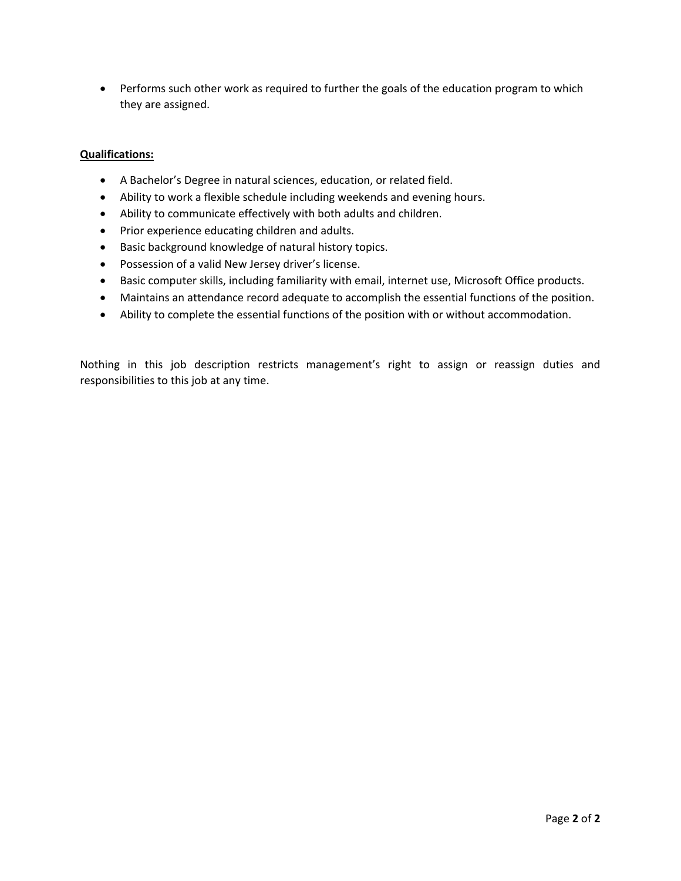- Performs such other work as required to further the goals of the education program to which they are assigned.

**Qualifications:**

- A Bachelor's Degree in natural sciences, education, or related field.
- Ability to work a flexible schedule including weekends and evening hours.
- Ability to communicate effectively with both adults and children.
- Prior experience educating children and adults.
- Basic background knowledge of natural history topics.
- Possession of a valid New Jersey driver's license.
- Basic computer skills, including familiarity with email, internet use, Microsoft Office products.
- Maintains an attendance record adequate to accomplish the essential functions of the position.
- Ability to complete the essential functions of the position with or without accommodation.

Nothing in this job description restricts management's right to assign or reassign duties and responsibilities to this job at any time.